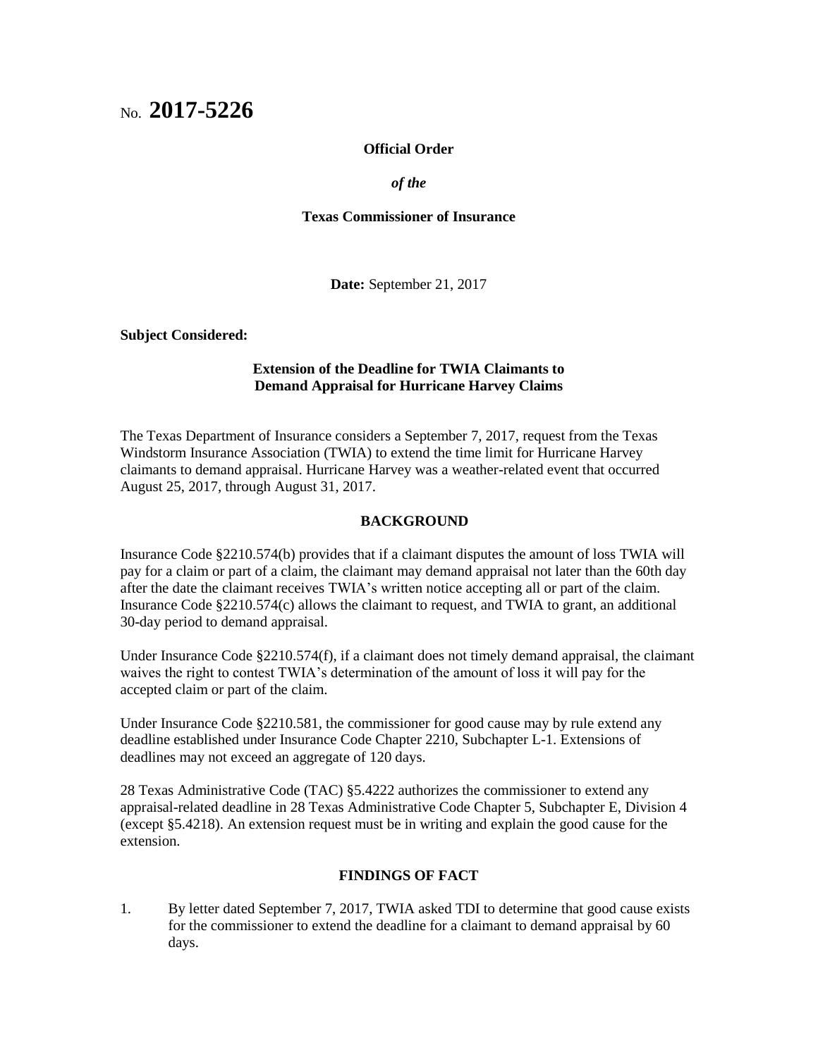No. **2017-5226**

**Official Order**

***of the***

**Texas Commissioner of Insurance**

**Date:** September 21, 2017

**Subject Considered:**

**Extension of the Deadline for TWIA Claimants to Demand Appraisal for Hurricane Harvey Claims**

The Texas Department of Insurance considers a September 7, 2017, request from the Texas Windstorm Insurance Association (TWIA) to extend the time limit for Hurricane Harvey claimants to demand appraisal. Hurricane Harvey was a weather-related event that occurred August 25, 2017, through August 31, 2017.

## BACKGROUND

Insurance Code §2210.574(b) provides that if a claimant disputes the amount of loss TWIA will pay for a claim or part of a claim, the claimant may demand appraisal not later than the 60th day after the date the claimant receives TWIA's written notice accepting all or part of the claim. Insurance Code §2210.574(c) allows the claimant to request, and TWIA to grant, an additional 30-day period to demand appraisal.

Under Insurance Code §2210.574(f), if a claimant does not timely demand appraisal, the claimant waives the right to contest TWIA's determination of the amount of loss it will pay for the accepted claim or part of the claim.

Under Insurance Code §2210.581, the commissioner for good cause may by rule extend any deadline established under Insurance Code Chapter 2210, Subchapter L-1. Extensions of deadlines may not exceed an aggregate of 120 days.

28 Texas Administrative Code (TAC) §5.4222 authorizes the commissioner to extend any appraisal-related deadline in 28 Texas Administrative Code Chapter 5, Subchapter E, Division 4 (except §5.4218). An extension request must be in writing and explain the good cause for the extension.

## FINDINGS OF FACT

1. By letter dated September 7, 2017, TWIA asked TDI to determine that good cause exists for the commissioner to extend the deadline for a claimant to demand appraisal by 60 days.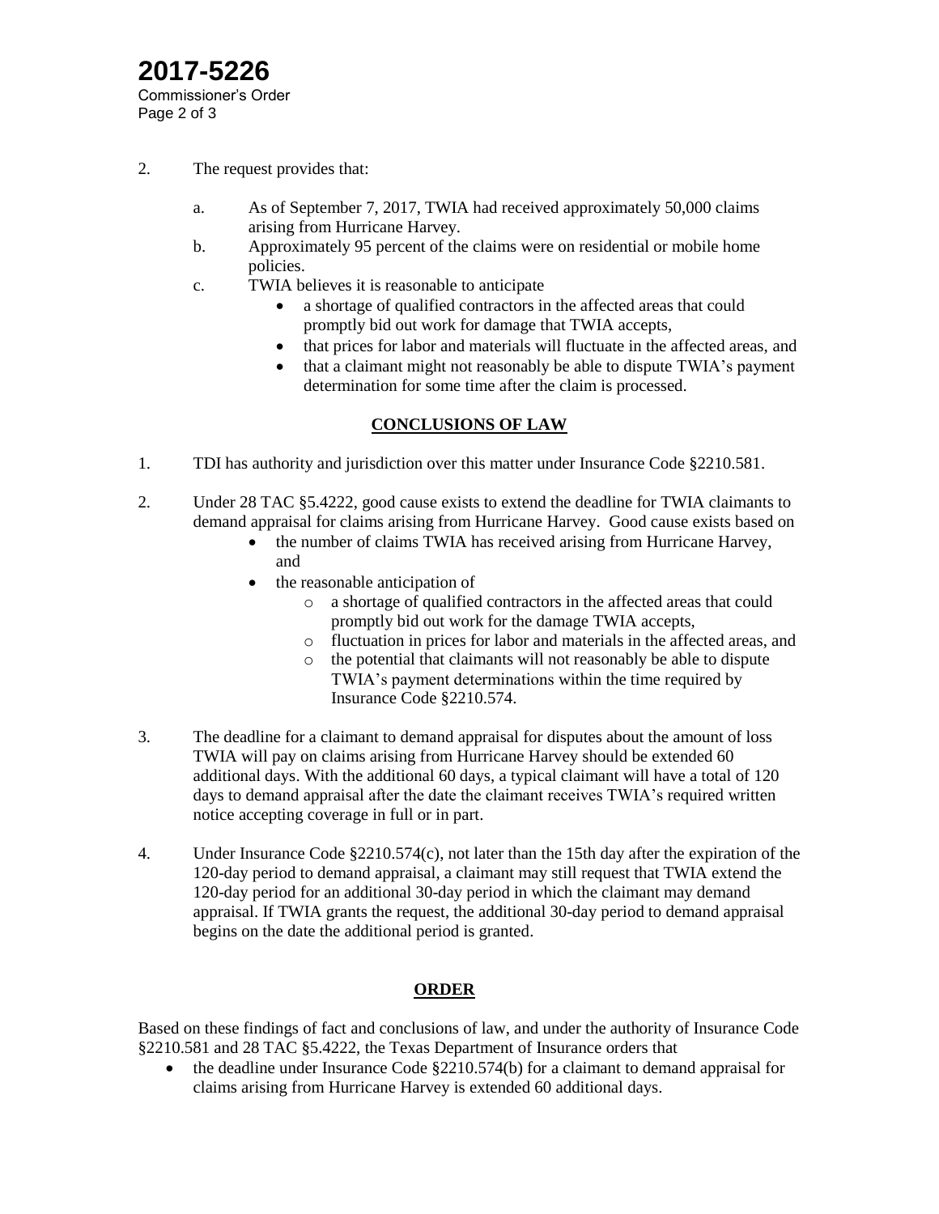2. The request provides that:

   a. As of September 7, 2017, TWIA had received approximately 50,000 claims arising from Hurricane Harvey.

   b. Approximately 95 percent of the claims were on residential or mobile home policies.

   c. TWIA believes it is reasonable to anticipate

      - a shortage of qualified contractors in the affected areas that could promptly bid out work for damage that TWIA accepts,
      - that prices for labor and materials will fluctuate in the affected areas, and
      - that a claimant might not reasonably be able to dispute TWIA's payment determination for some time after the claim is processed.

## CONCLUSIONS OF LAW

1. TDI has authority and jurisdiction over this matter under Insurance Code §2210.581.

2. Under 28 TAC §5.4222, good cause exists to extend the deadline for TWIA claimants to demand appraisal for claims arising from Hurricane Harvey. Good cause exists based on

   - the number of claims TWIA has received arising from Hurricane Harvey, and
   - the reasonable anticipation of
     - a shortage of qualified contractors in the affected areas that could promptly bid out work for the damage TWIA accepts,
     - fluctuation in prices for labor and materials in the affected areas, and
     - the potential that claimants will not reasonably be able to dispute TWIA's payment determinations within the time required by Insurance Code §2210.574.

3. The deadline for a claimant to demand appraisal for disputes about the amount of loss TWIA will pay on claims arising from Hurricane Harvey should be extended 60 additional days. With the additional 60 days, a typical claimant will have a total of 120 days to demand appraisal after the date the claimant receives TWIA's required written notice accepting coverage in full or in part.

4. Under Insurance Code §2210.574(c), not later than the 15th day after the expiration of the 120-day period to demand appraisal, a claimant may still request that TWIA extend the 120-day period for an additional 30-day period in which the claimant may demand appraisal. If TWIA grants the request, the additional 30-day period to demand appraisal begins on the date the additional period is granted.

## ORDER

Based on these findings of fact and conclusions of law, and under the authority of Insurance Code §2210.581 and 28 TAC §5.4222, the Texas Department of Insurance orders that

- the deadline under Insurance Code §2210.574(b) for a claimant to demand appraisal for claims arising from Hurricane Harvey is extended 60 additional days.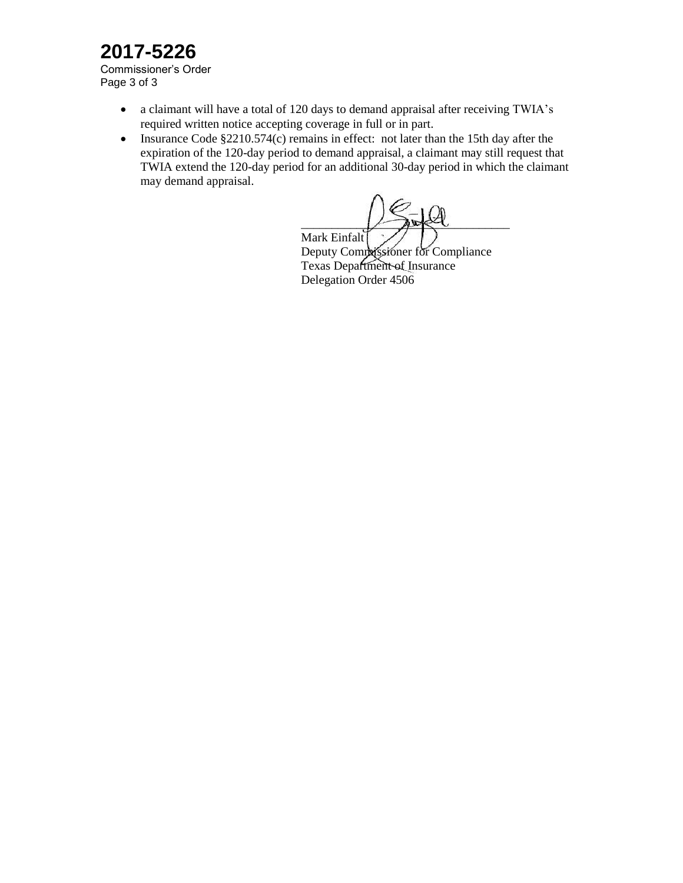- a claimant will have a total of 120 days to demand appraisal after receiving TWIA's required written notice accepting coverage in full or in part.
- Insurance Code §2210.574(c) remains in effect: not later than the 15th day after the expiration of the 120-day period to demand appraisal, a claimant may still request that TWIA extend the 120-day period for an additional 30-day period in which the claimant may demand appraisal.

Mark Einfalt
Deputy Commissioner for Compliance
Texas Department of Insurance
Delegation Order 4506